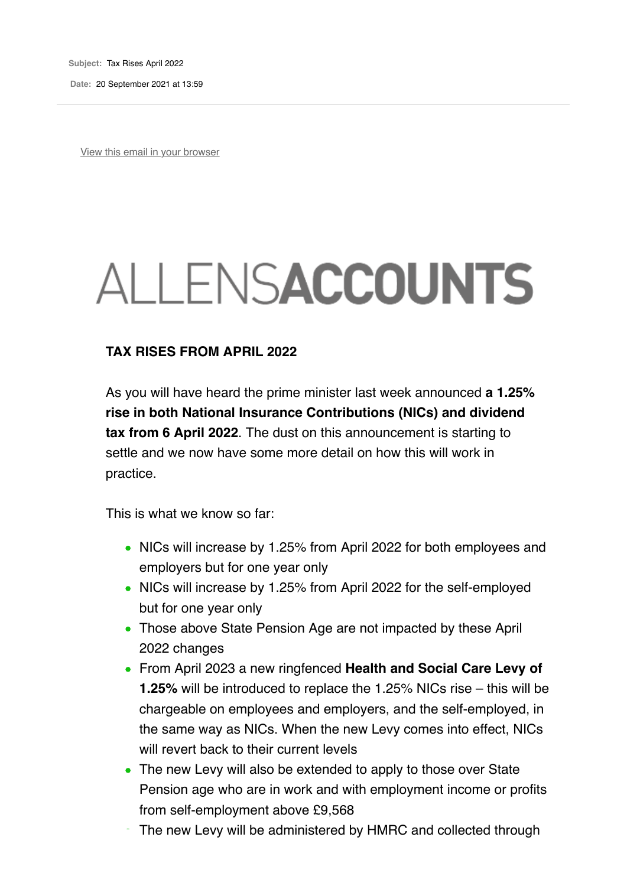Subject: Tax Rises April 2022

Date: 20 September 2021 at 13:59

View this email in your browser

# ALLENSACCOUNTS

## TAX RISES FROM APRIL 2022

As you will have heard the prime minister last week announced **a 1.25% rise in both National Insurance Contributions (NICs) and dividend tax from 6 April 2022**. The dust on this announcement is starting to settle and we now have some more detail on how this will work in practice.

This is what we know so far:

- NICs will increase by 1.25% from April 2022 for both employees and employers but for one year only
- NICs will increase by 1.25% from April 2022 for the self-employed but for one year only
- Those above State Pension Age are not impacted by these April 2022 changes
- From April 2023 a new ringfenced **Health and Social Care Levy of 1.25%** will be introduced to replace the 1.25% NICs rise – this will be chargeable on employees and employers, and the self-employed, in the same way as NICs. When the new Levy comes into effect, NICs will revert back to their current levels
- The new Levy will also be extended to apply to those over State Pension age who are in work and with employment income or profits from self-employment above £9,568
- The new Levy will be administered by HMRC and collected through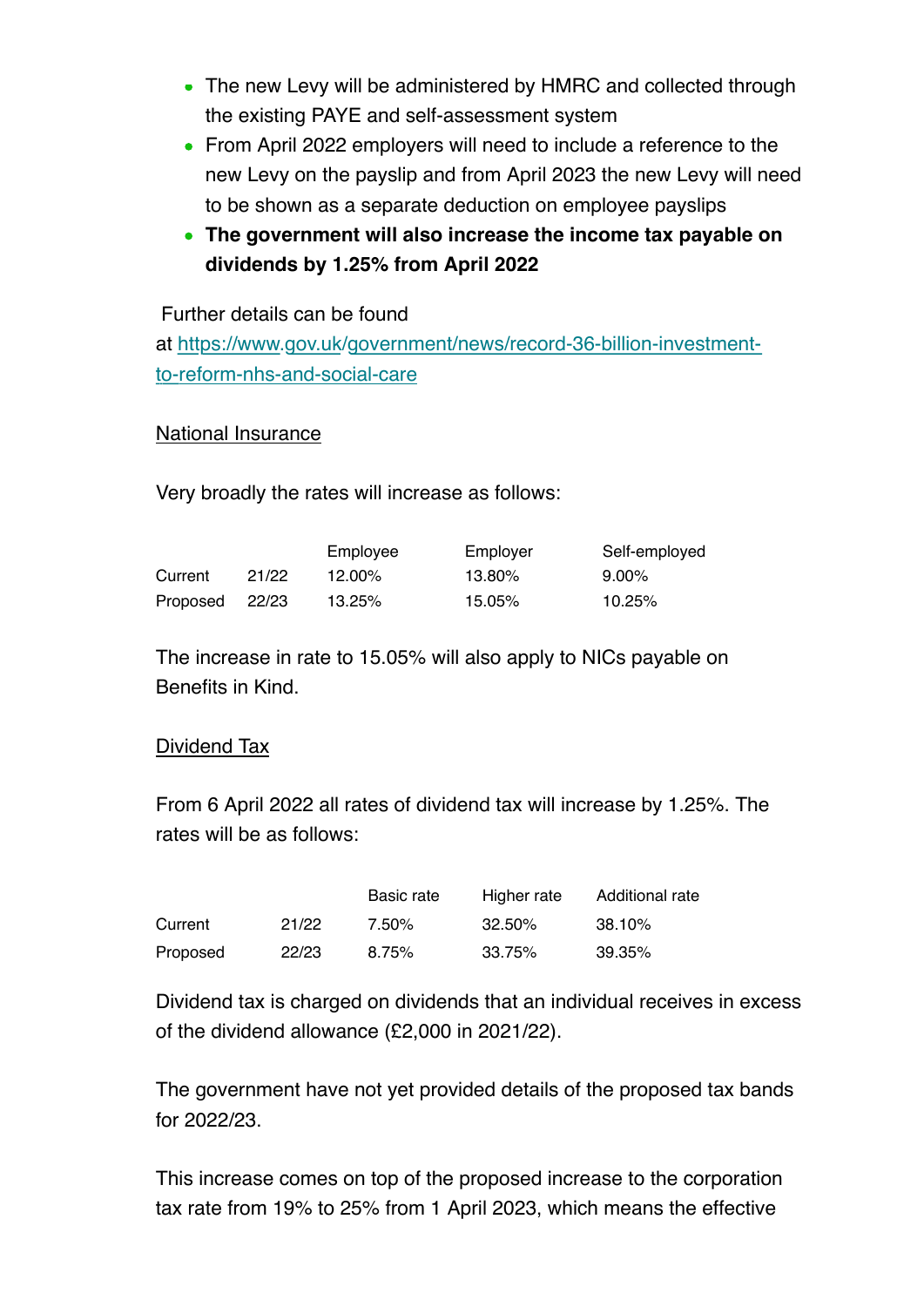- The new Levy will be administered by HMRC and collected through the existing PAYE and self-assessment system
- From April 2022 employers will need to include a reference to the new Levy on the payslip and from April 2023 the new Levy will need to be shown as a separate deduction on employee payslips
- **The government will also increase the income tax payable on dividends by 1.25% from April 2022**

Further details can be found at [https://www.gov.uk/government/news/record-36-billion-investment-to-reform-nhs-and-social-care](https://www.gov.uk/government/news/record-36-billion-investment-to-reform-nhs-and-social-care)

National Insurance

Very broadly the rates will increase as follows:

| | | Employee | Employer | Self-employed |
|---|---|---|---|---|
| Current | 21/22 | 12.00% | 13.80% | 9.00% |
| Proposed | 22/23 | 13.25% | 15.05% | 10.25% |

The increase in rate to 15.05% will also apply to NICs payable on Benefits in Kind.

Dividend Tax

From 6 April 2022 all rates of dividend tax will increase by 1.25%. The rates will be as follows:

| | | Basic rate | Higher rate | Additional rate |
|---|---|---|---|---|
| Current | 21/22 | 7.50% | 32.50% | 38.10% |
| Proposed | 22/23 | 8.75% | 33.75% | 39.35% |

Dividend tax is charged on dividends that an individual receives in excess of the dividend allowance (£2,000 in 2021/22).

The government have not yet provided details of the proposed tax bands for 2022/23.

This increase comes on top of the proposed increase to the corporation tax rate from 19% to 25% from 1 April 2023, which means the effective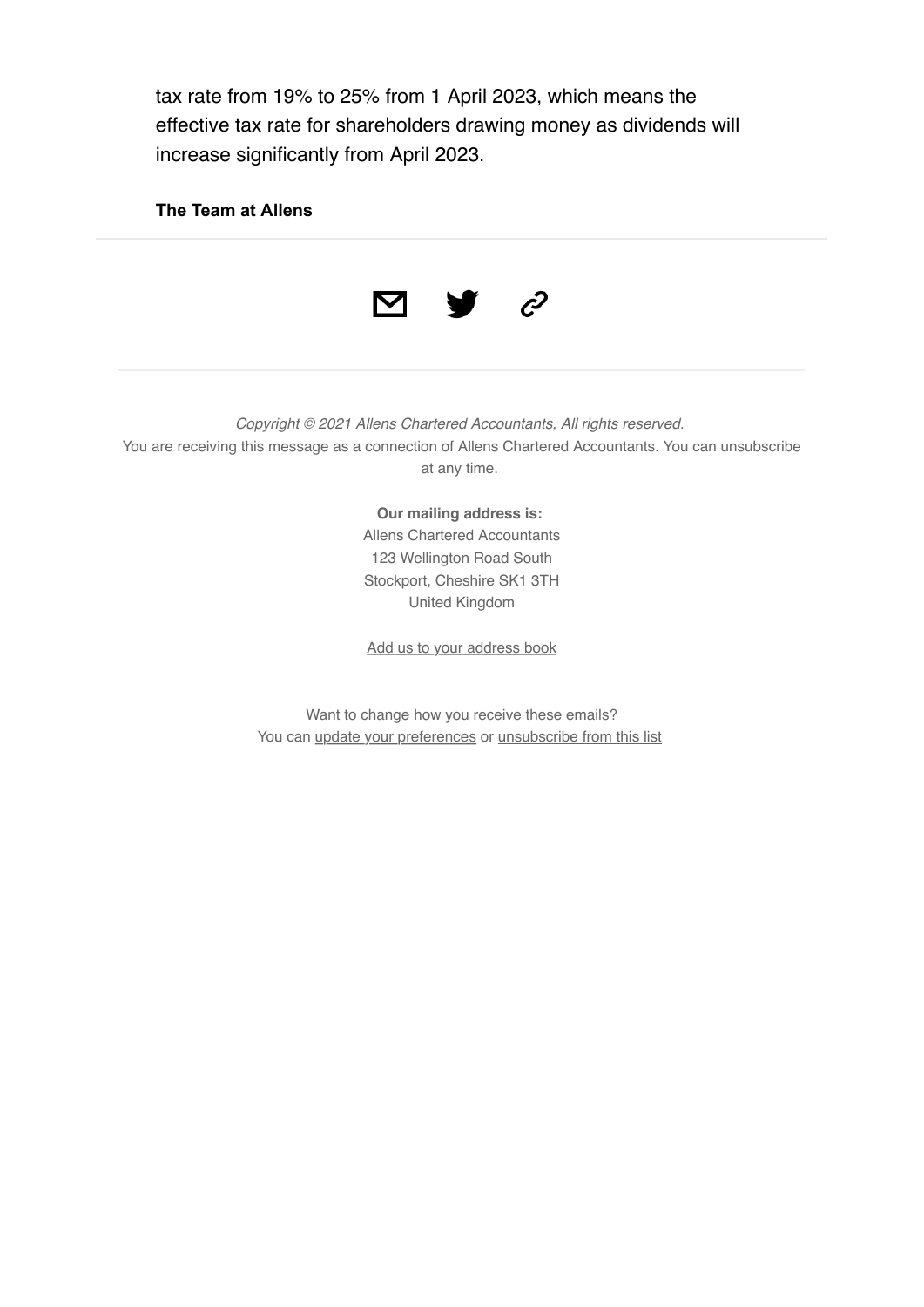tax rate from 19% to 25% from 1 April 2023, which means the effective tax rate for shareholders drawing money as dividends will increase significantly from April 2023.

**The Team at Allens**

---

*Copyright © 2021 Allens Chartered Accountants, All rights reserved.*
You are receiving this message as a connection of Allens Chartered Accountants. You can unsubscribe at any time.

**Our mailing address is:**
Allens Chartered Accountants
123 Wellington Road South
Stockport, Cheshire SK1 3TH
United Kingdom

Add us to your address book

Want to change how you receive these emails?
You can update your preferences or unsubscribe from this list